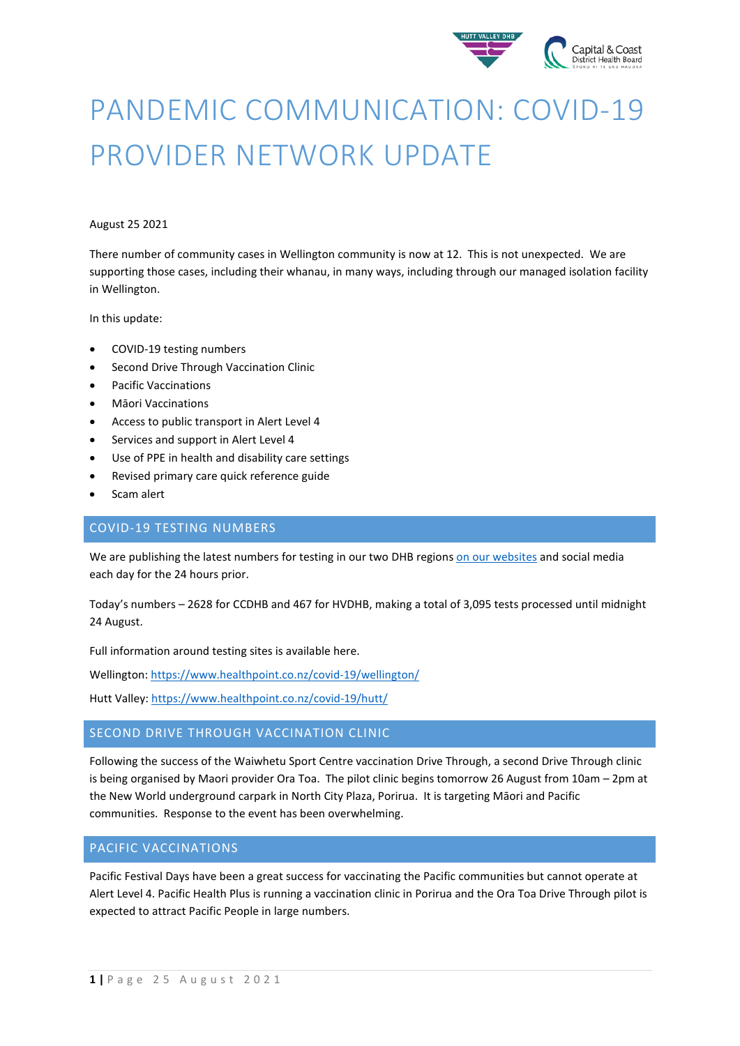# PANDEMIC COMMUNICATION: COVID-19 PROVIDER NETWORK UPDATE

August 25 2021

There number of community cases in Wellington community is now at 12. This is not unexpected. We are supporting those cases, including their whanau, in many ways, including through our managed isolation facility in Wellington.

In this update:

- COVID-19 testing numbers
- Second Drive Through Vaccination Clinic
- Pacific Vaccinations
- Māori Vaccinations
- Access to public transport in Alert Level 4
- Services and support in Alert Level 4
- Use of PPE in health and disability care settings
- Revised primary care quick reference guide
- Scam alert

## COVID-19 TESTING NUMBERS

We are publishing the latest numbers for testing in our two DHB regions on our websites and social media each day for the 24 hours prior.

Today's numbers – 2628 for CCDHB and 467 for HVDHB, making a total of 3,095 tests processed until midnight 24 August.

Full information around testing sites is available here.

Wellington: https://www.healthpoint.co.nz/covid-19/wellington/

Hutt Valley: https://www.healthpoint.co.nz/covid-19/hutt/

## SECOND DRIVE THROUGH VACCINATION CLINIC

Following the success of the Waiwhetu Sport Centre vaccination Drive Through, a second Drive Through clinic is being organised by Maori provider Ora Toa. The pilot clinic begins tomorrow 26 August from 10am – 2pm at the New World underground carpark in North City Plaza, Porirua. It is targeting Māori and Pacific communities. Response to the event has been overwhelming.

## PACIFIC VACCINATIONS

Pacific Festival Days have been a great success for vaccinating the Pacific communities but cannot operate at Alert Level 4. Pacific Health Plus is running a vaccination clinic in Porirua and the Ora Toa Drive Through pilot is expected to attract Pacific People in large numbers.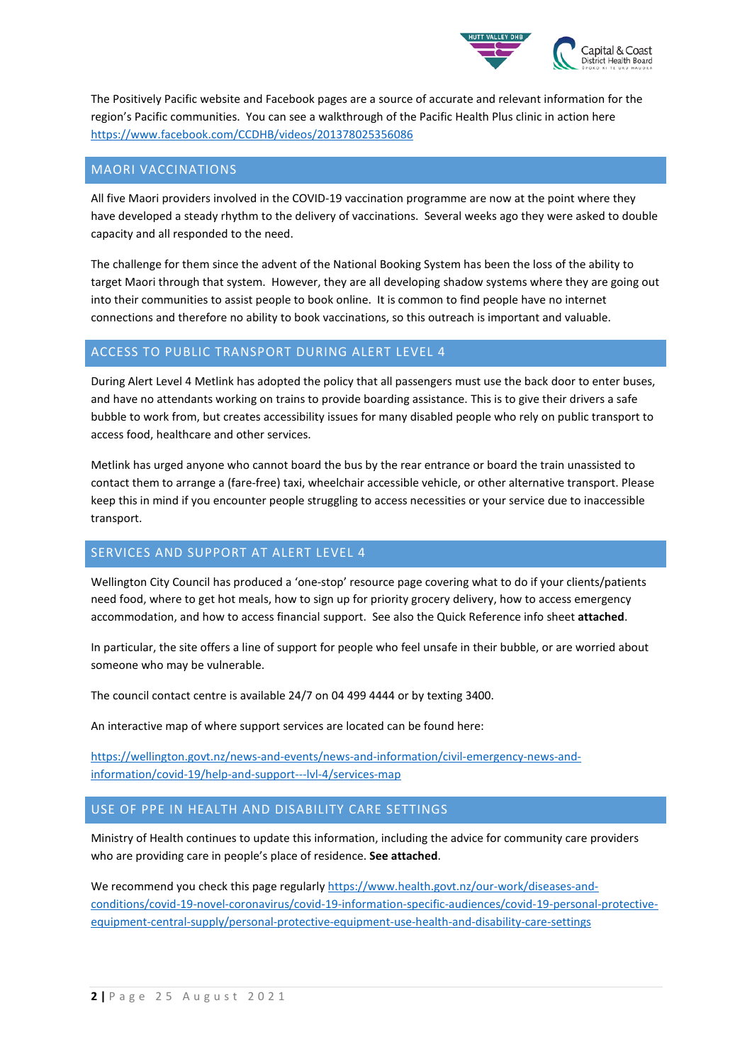The Positively Pacific website and Facebook pages are a source of accurate and relevant information for the region's Pacific communities. You can see a walkthrough of the Pacific Health Plus clinic in action here https://www.facebook.com/CCDHB/videos/201378025356086

## MAORI VACCINATIONS

All five Maori providers involved in the COVID-19 vaccination programme are now at the point where they have developed a steady rhythm to the delivery of vaccinations. Several weeks ago they were asked to double capacity and all responded to the need.

The challenge for them since the advent of the National Booking System has been the loss of the ability to target Maori through that system. However, they are all developing shadow systems where they are going out into their communities to assist people to book online. It is common to find people have no internet connections and therefore no ability to book vaccinations, so this outreach is important and valuable.

## ACCESS TO PUBLIC TRANSPORT DURING ALERT LEVEL 4

During Alert Level 4 Metlink has adopted the policy that all passengers must use the back door to enter buses, and have no attendants working on trains to provide boarding assistance. This is to give their drivers a safe bubble to work from, but creates accessibility issues for many disabled people who rely on public transport to access food, healthcare and other services.

Metlink has urged anyone who cannot board the bus by the rear entrance or board the train unassisted to contact them to arrange a (fare-free) taxi, wheelchair accessible vehicle, or other alternative transport. Please keep this in mind if you encounter people struggling to access necessities or your service due to inaccessible transport.

## SERVICES AND SUPPORT AT ALERT LEVEL 4

Wellington City Council has produced a 'one-stop' resource page covering what to do if your clients/patients need food, where to get hot meals, how to sign up for priority grocery delivery, how to access emergency accommodation, and how to access financial support. See also the Quick Reference info sheet **attached**.

In particular, the site offers a line of support for people who feel unsafe in their bubble, or are worried about someone who may be vulnerable.

The council contact centre is available 24/7 on 04 499 4444 or by texting 3400.

An interactive map of where support services are located can be found here:

https://wellington.govt.nz/news-and-events/news-and-information/civil-emergency-news-and-information/covid-19/help-and-support---lvl-4/services-map

## USE OF PPE IN HEALTH AND DISABILITY CARE SETTINGS

Ministry of Health continues to update this information, including the advice for community care providers who are providing care in people's place of residence. **See attached**.

We recommend you check this page regularly https://www.health.govt.nz/our-work/diseases-and-conditions/covid-19-novel-coronavirus/covid-19-information-specific-audiences/covid-19-personal-protective-equipment-central-supply/personal-protective-equipment-use-health-and-disability-care-settings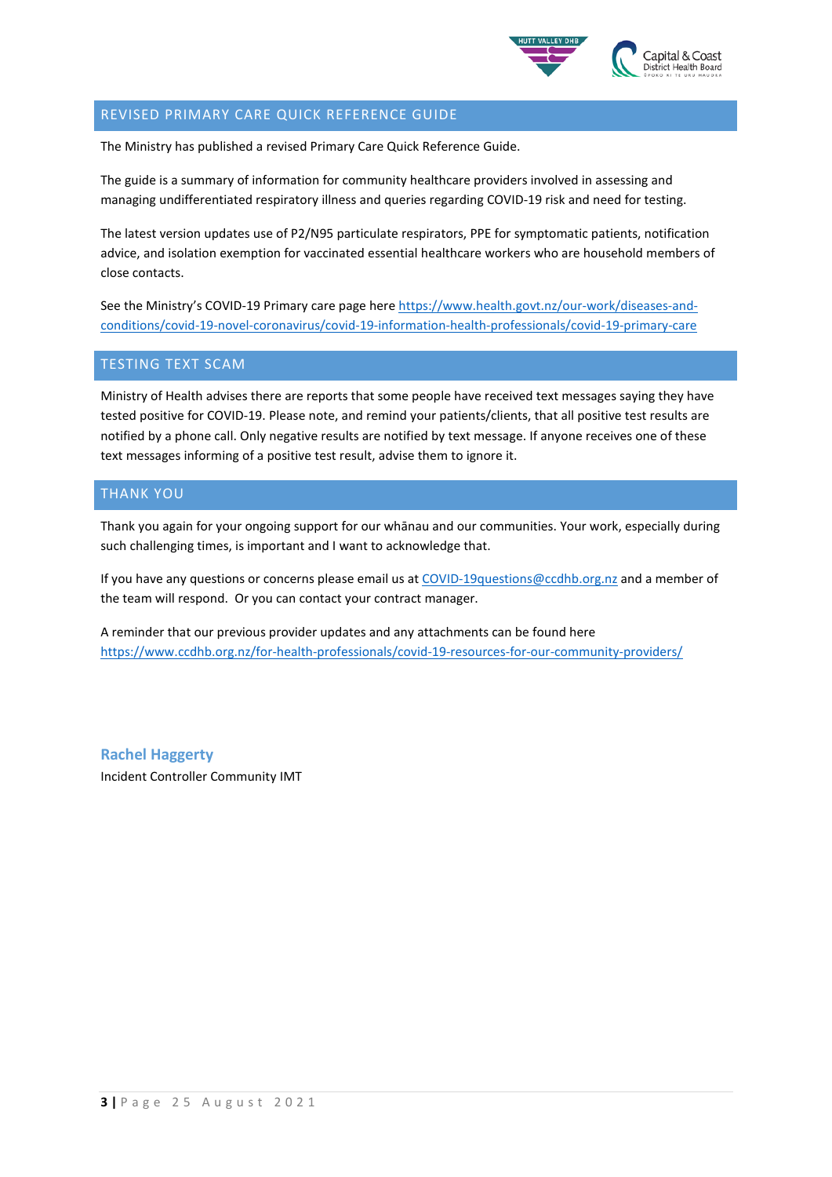## REVISED PRIMARY CARE QUICK REFERENCE GUIDE

The Ministry has published a revised Primary Care Quick Reference Guide.

The guide is a summary of information for community healthcare providers involved in assessing and managing undifferentiated respiratory illness and queries regarding COVID-19 risk and need for testing.

The latest version updates use of P2/N95 particulate respirators, PPE for symptomatic patients, notification advice, and isolation exemption for vaccinated essential healthcare workers who are household members of close contacts.

See the Ministry's COVID-19 Primary care page here https://www.health.govt.nz/our-work/diseases-and-conditions/covid-19-novel-coronavirus/covid-19-information-health-professionals/covid-19-primary-care

## TESTING TEXT SCAM

Ministry of Health advises there are reports that some people have received text messages saying they have tested positive for COVID-19. Please note, and remind your patients/clients, that all positive test results are notified by a phone call. Only negative results are notified by text message. If anyone receives one of these text messages informing of a positive test result, advise them to ignore it.

## THANK YOU

Thank you again for your ongoing support for our whānau and our communities. Your work, especially during such challenging times, is important and I want to acknowledge that.

If you have any questions or concerns please email us at COVID-19questions@ccdhb.org.nz and a member of the team will respond. Or you can contact your contract manager.

A reminder that our previous provider updates and any attachments can be found here https://www.ccdhb.org.nz/for-health-professionals/covid-19-resources-for-our-community-providers/

**Rachel Haggerty**
Incident Controller Community IMT